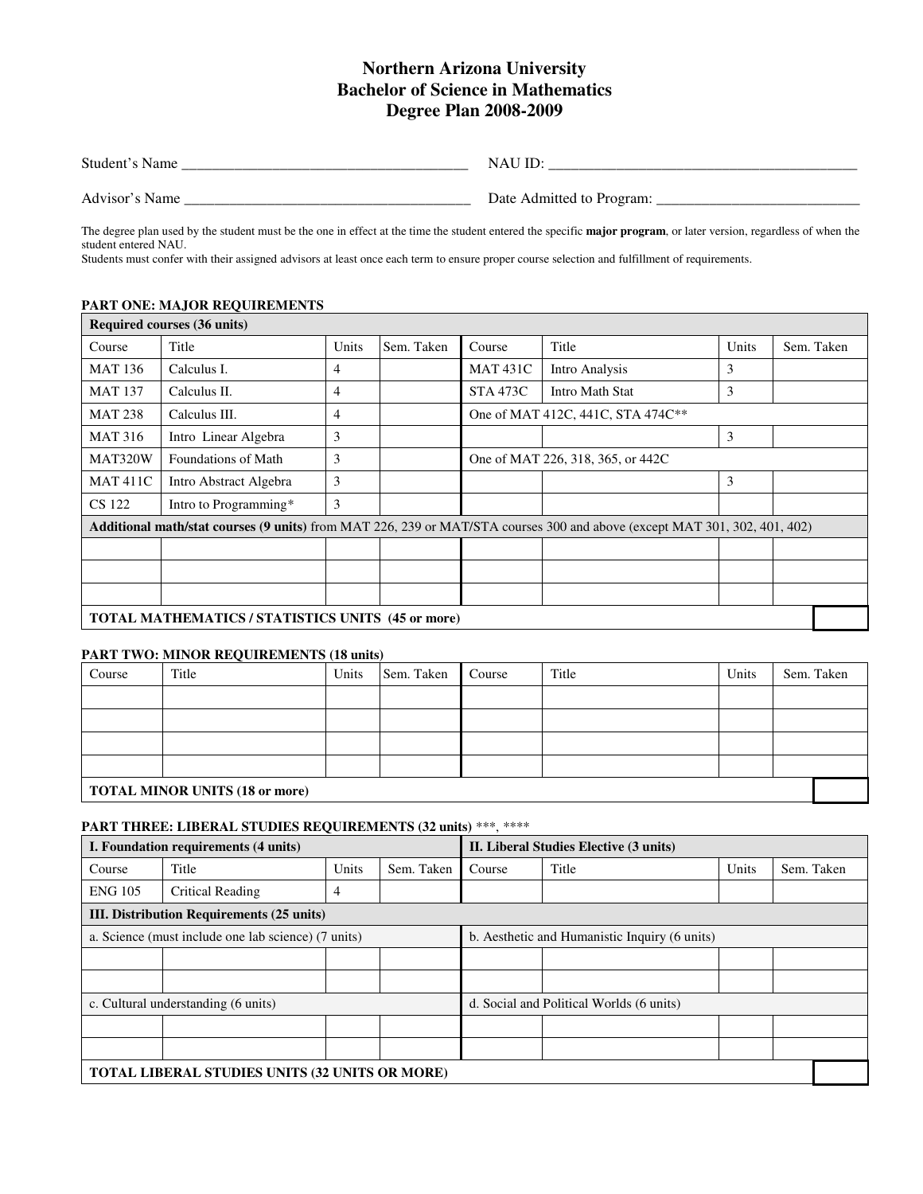# Northern Arizona University
# Bachelor of Science in Mathematics
# Degree Plan 2008-2009

Student's Name ______________________________________ NAU ID: ________________________________________

Advisor's Name ______________________________________ Date Admitted to Program: ___________________________

The degree plan used by the student must be the one in effect at the time the student entered the specific **major program**, or later version, regardless of when the student entered NAU.
Students must confer with their assigned advisors at least once each term to ensure proper course selection and fulfillment of requirements.

### PART ONE: MAJOR REQUIREMENTS

| **Required courses (36 units)** | | | | | | | |
|---|---|---|---|---|---|---|---|
| Course | Title | Units | Sem. Taken | Course | Title | Units | Sem. Taken |
| MAT 136 | Calculus I. | 4 | | MAT 431C | Intro Analysis | 3 | |
| MAT 137 | Calculus II. | 4 | | STA 473C | Intro Math Stat | 3 | |
| MAT 238 | Calculus III. | 4 | | One of MAT 412C, 441C, STA 474C** | | | |
| MAT 316 | Intro Linear Algebra | 3 | | | | 3 | |
| MAT320W | Foundations of Math | 3 | | One of MAT 226, 318, 365, or 442C | | | |
| MAT 411C | Intro Abstract Algebra | 3 | | | | 3 | |
| CS 122 | Intro to Programming* | 3 | | | | | |
| **Additional math/stat courses (9 units)** from MAT 226, 239 or MAT/STA courses 300 and above (except MAT 301, 302, 401, 402) | | | | | | | |
| | | | | | | | |
| | | | | | | | |
| | | | | | | | |
| **TOTAL MATHEMATICS / STATISTICS UNITS (45 or more)** | | | | | | | |

### PART TWO: MINOR REQUIREMENTS (18 units)

| Course | Title | Units | Sem. Taken | Course | Title | Units | Sem. Taken |
|---|---|---|---|---|---|---|---|
| | | | | | | | |
| | | | | | | | |
| | | | | | | | |
| | | | | | | | |
| **TOTAL MINOR UNITS (18 or more)** | | | | | | | |

### PART THREE: LIBERAL STUDIES REQUIREMENTS (32 units) ***, ****

| **I. Foundation requirements (4 units)** | | | | **II. Liberal Studies Elective (3 units)** | | | |
|---|---|---|---|---|---|---|---|
| Course | Title | Units | Sem. Taken | Course | Title | Units | Sem. Taken |
| ENG 105 | Critical Reading | 4 | | | | | |
| **III. Distribution Requirements (25 units)** | | | | | | | |
| a. Science (must include one lab science) (7 units) | | | | b. Aesthetic and Humanistic Inquiry (6 units) | | | |
| | | | | | | | |
| | | | | | | | |
| c. Cultural understanding (6 units) | | | | d. Social and Political Worlds (6 units) | | | |
| | | | | | | | |
| | | | | | | | |
| **TOTAL LIBERAL STUDIES UNITS (32 UNITS OR MORE)** | | | | | | | |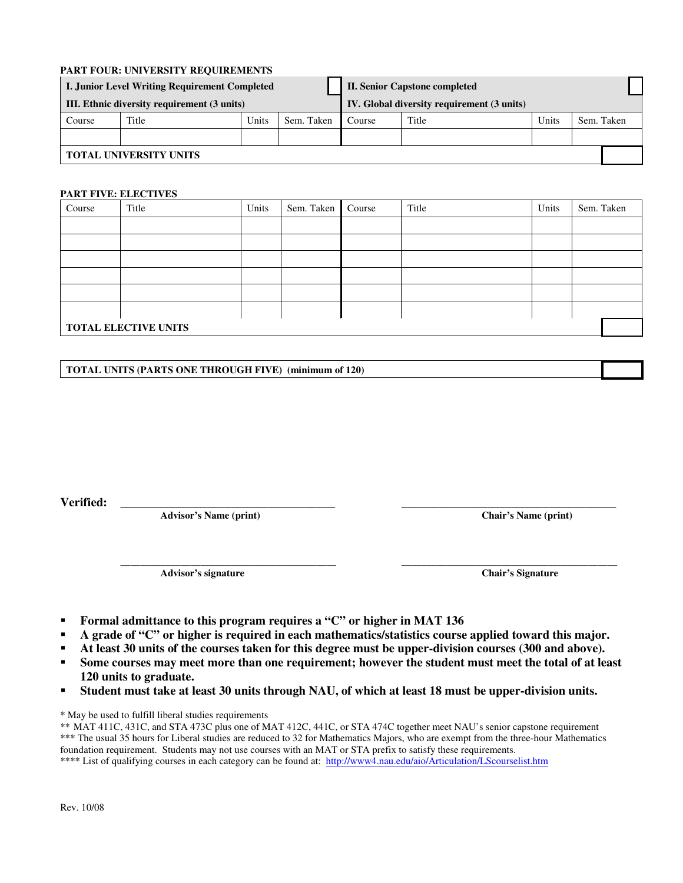**PART FOUR: UNIVERSITY REQUIREMENTS**

| | | | | | | | |
|---|---|---|---|---|---|---|---|
| **I. Junior Level Writing Requirement Completed** | | | ☐ | **II. Senior Capstone completed** | | | ☐ |
| **III. Ethnic diversity requirement (3 units)** | | | | **IV. Global diversity requirement (3 units)** | | | |
| Course | Title | Units | Sem. Taken | Course | Title | Units | Sem. Taken |
| | | | | | | | |
| **TOTAL UNIVERSITY UNITS** | | | | | | | |

**PART FIVE: ELECTIVES**

| Course | Title | Units | Sem. Taken | Course | Title | Units | Sem. Taken |
|---|---|---|---|---|---|---|---|
| | | | | | | | |
| | | | | | | | |
| | | | | | | | |
| | | | | | | | |
| | | | | | | | |
| | | | | | | | |
| **TOTAL ELECTIVE UNITS** | | | | | | | |

| | |
|---|---|
| **TOTAL UNITS (PARTS ONE THROUGH FIVE) (minimum of 120)** | |

**Verified:** \_\_\_\_\_\_\_\_\_\_\_\_\_\_\_\_\_\_\_\_\_\_\_\_\_\_\_\_\_\_\_\_\_\_\_\_\_\_ \_\_\_\_\_\_\_\_\_\_\_\_\_\_\_\_\_\_\_\_\_\_\_\_\_\_\_\_\_\_\_\_\_\_\_\_\_\_

**Advisor's Name (print)** **Chair's Name (print)**

\_\_\_\_\_\_\_\_\_\_\_\_\_\_\_\_\_\_\_\_\_\_\_\_\_\_\_\_\_\_\_\_\_\_\_\_\_\_ \_\_\_\_\_\_\_\_\_\_\_\_\_\_\_\_\_\_\_\_\_\_\_\_\_\_\_\_\_\_\_\_\_\_\_\_\_\_

**Advisor's signature** **Chair's Signature**

- **Formal admittance to this program requires a "C" or higher in MAT 136**
- **A grade of "C" or higher is required in each mathematics/statistics course applied toward this major.**
- **At least 30 units of the courses taken for this degree must be upper-division courses (300 and above).**
- **Some courses may meet more than one requirement; however the student must meet the total of at least 120 units to graduate.**
- **Student must take at least 30 units through NAU, of which at least 18 must be upper-division units.**

\* May be used to fulfill liberal studies requirements
\*\* MAT 411C, 431C, and STA 473C plus one of MAT 412C, 441C, or STA 474C together meet NAU's senior capstone requirement
\*\*\* The usual 35 hours for Liberal studies are reduced to 32 for Mathematics Majors, who are exempt from the three-hour Mathematics foundation requirement. Students may not use courses with an MAT or STA prefix to satisfy these requirements.
\*\*\*\* List of qualifying courses in each category can be found at: http://www4.nau.edu/aio/Articulation/LScourselist.htm

Rev. 10/08